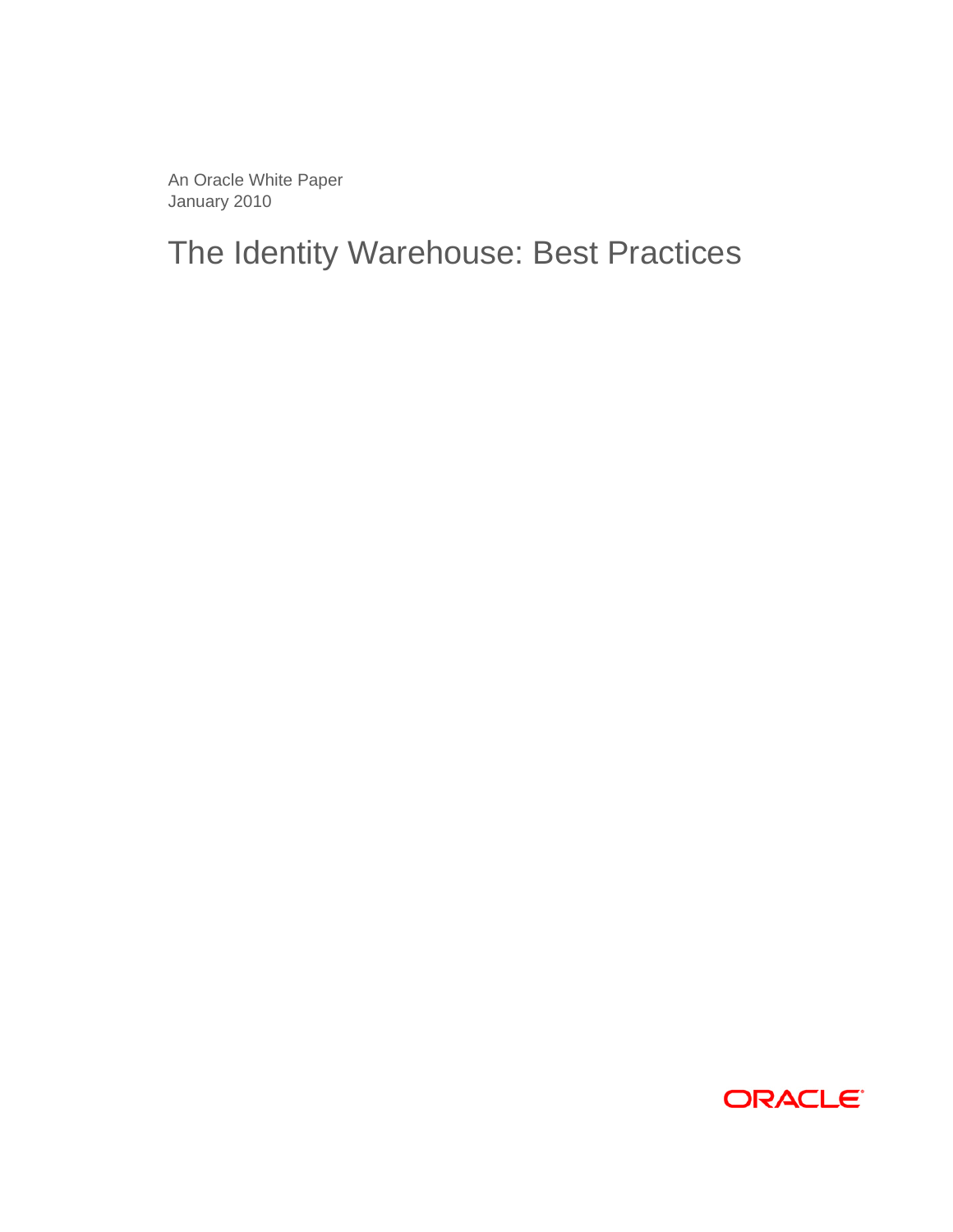An Oracle White Paper
January 2010

# The Identity Warehouse: Best Practices

ORACLE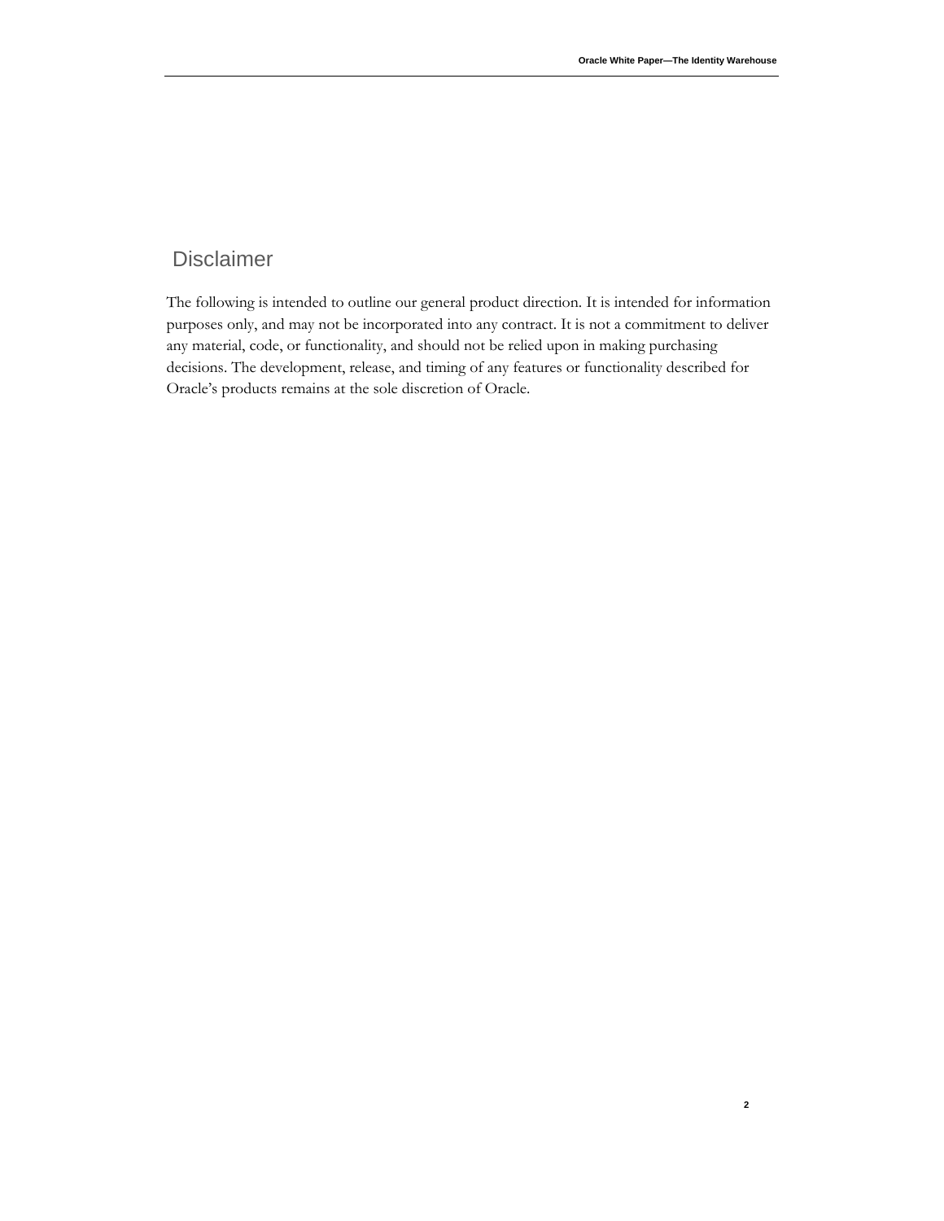## Disclaimer

The following is intended to outline our general product direction. It is intended for information purposes only, and may not be incorporated into any contract. It is not a commitment to deliver any material, code, or functionality, and should not be relied upon in making purchasing decisions. The development, release, and timing of any features or functionality described for Oracle's products remains at the sole discretion of Oracle.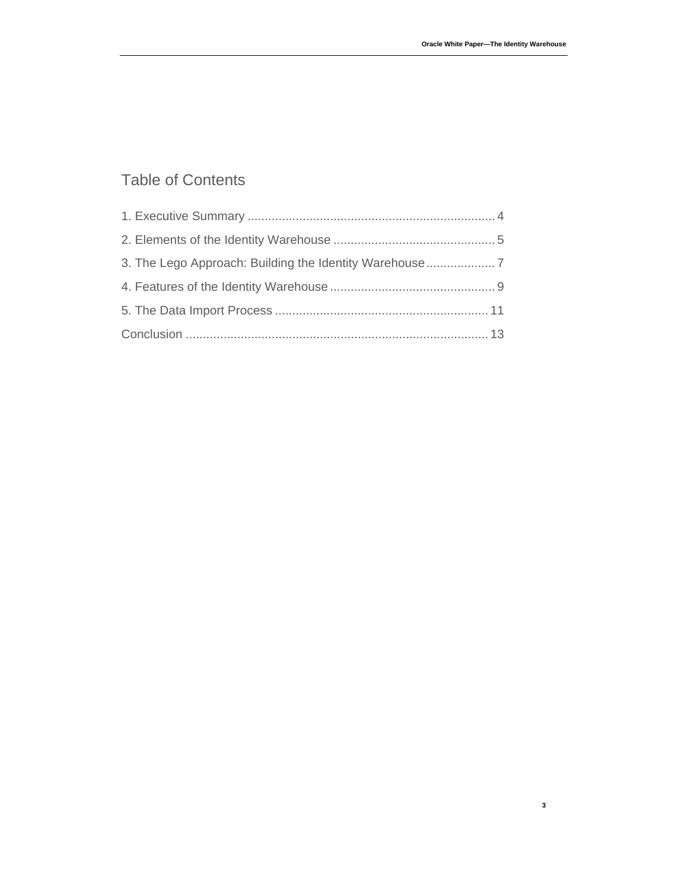# Table of Contents

1. Executive Summary ........................................................................ 4
2. Elements of the Identity Warehouse ............................................... 5
3. The Lego Approach: Building the Identity Warehouse .................... 7
4. Features of the Identity Warehouse ................................................ 9
5. The Data Import Process .............................................................. 11

Conclusion ....................................................................................... 13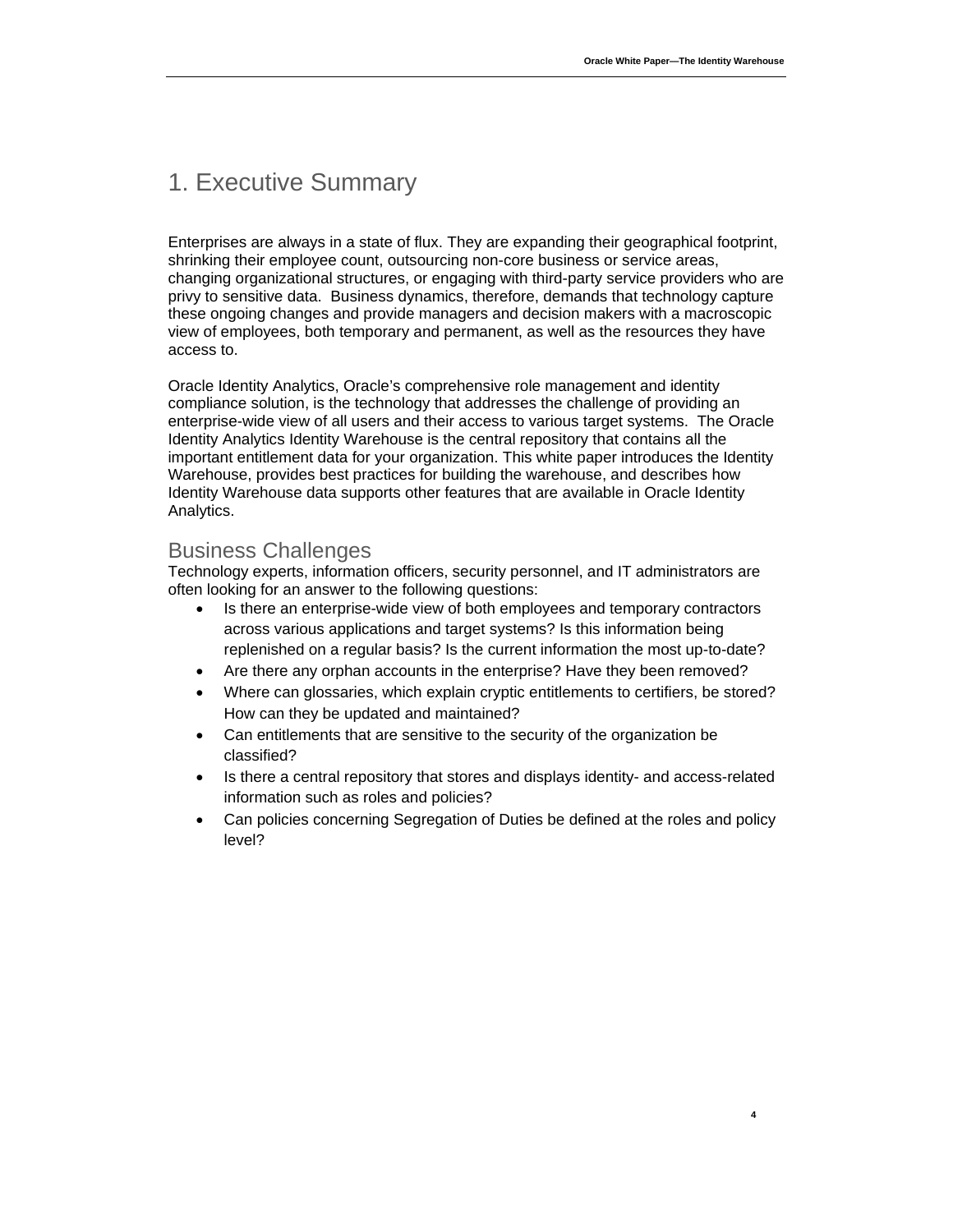# 1. Executive Summary

Enterprises are always in a state of flux. They are expanding their geographical footprint, shrinking their employee count, outsourcing non-core business or service areas, changing organizational structures, or engaging with third-party service providers who are privy to sensitive data. Business dynamics, therefore, demands that technology capture these ongoing changes and provide managers and decision makers with a macroscopic view of employees, both temporary and permanent, as well as the resources they have access to.

Oracle Identity Analytics, Oracle's comprehensive role management and identity compliance solution, is the technology that addresses the challenge of providing an enterprise-wide view of all users and their access to various target systems. The Oracle Identity Analytics Identity Warehouse is the central repository that contains all the important entitlement data for your organization. This white paper introduces the Identity Warehouse, provides best practices for building the warehouse, and describes how Identity Warehouse data supports other features that are available in Oracle Identity Analytics.

## Business Challenges

Technology experts, information officers, security personnel, and IT administrators are often looking for an answer to the following questions:

- Is there an enterprise-wide view of both employees and temporary contractors across various applications and target systems? Is this information being replenished on a regular basis? Is the current information the most up-to-date?
- Are there any orphan accounts in the enterprise? Have they been removed?
- Where can glossaries, which explain cryptic entitlements to certifiers, be stored? How can they be updated and maintained?
- Can entitlements that are sensitive to the security of the organization be classified?
- Is there a central repository that stores and displays identity- and access-related information such as roles and policies?
- Can policies concerning Segregation of Duties be defined at the roles and policy level?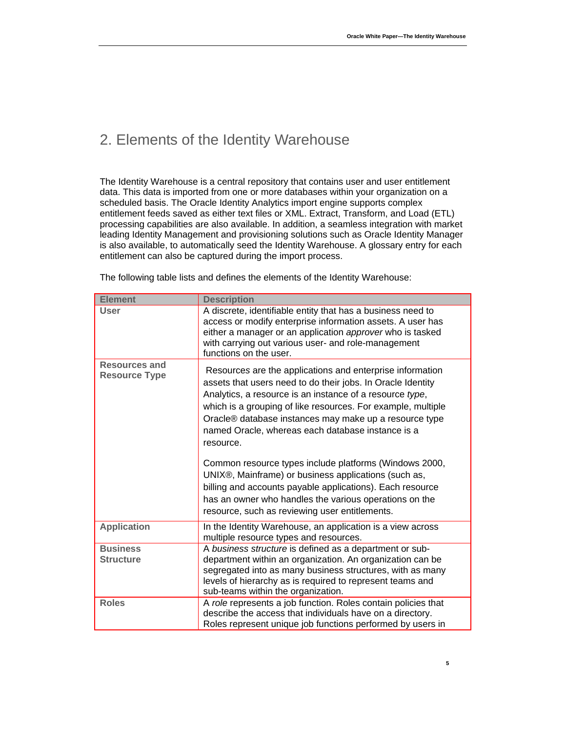## 2. Elements of the Identity Warehouse

The Identity Warehouse is a central repository that contains user and user entitlement data. This data is imported from one or more databases within your organization on a scheduled basis. The Oracle Identity Analytics import engine supports complex entitlement feeds saved as either text files or XML. Extract, Transform, and Load (ETL) processing capabilities are also available. In addition, a seamless integration with market leading Identity Management and provisioning solutions such as Oracle Identity Manager is also available, to automatically seed the Identity Warehouse. A glossary entry for each entitlement can also be captured during the import process.

The following table lists and defines the elements of the Identity Warehouse:

| Element | Description |
| --- | --- |
| **User** | A discrete, identifiable entity that has a business need to access or modify enterprise information assets. A user has either a manager or an application *approver* who is tasked with carrying out various user- and role-management functions on the user. |
| **Resources and Resource Type** | Resources are the applications and enterprise information assets that users need to do their jobs. In Oracle Identity Analytics, a resource is an instance of a resource *type*, which is a grouping of like resources. For example, multiple Oracle® database instances may make up a resource type named Oracle, whereas each database instance is a resource.<br><br>Common resource types include platforms (Windows 2000, UNIX®, Mainframe) or business applications (such as, billing and accounts payable applications). Each resource has an owner who handles the various operations on the resource, such as reviewing user entitlements. |
| **Application** | In the Identity Warehouse, an application is a view across multiple resource types and resources. |
| **Business Structure** | A *business structure* is defined as a department or sub-department within an organization. An organization can be segregated into as many business structures, with as many levels of hierarchy as is required to represent teams and sub-teams within the organization. |
| **Roles** | A *role* represents a job function. Roles contain policies that describe the access that individuals have on a directory. Roles represent unique job functions performed by users in |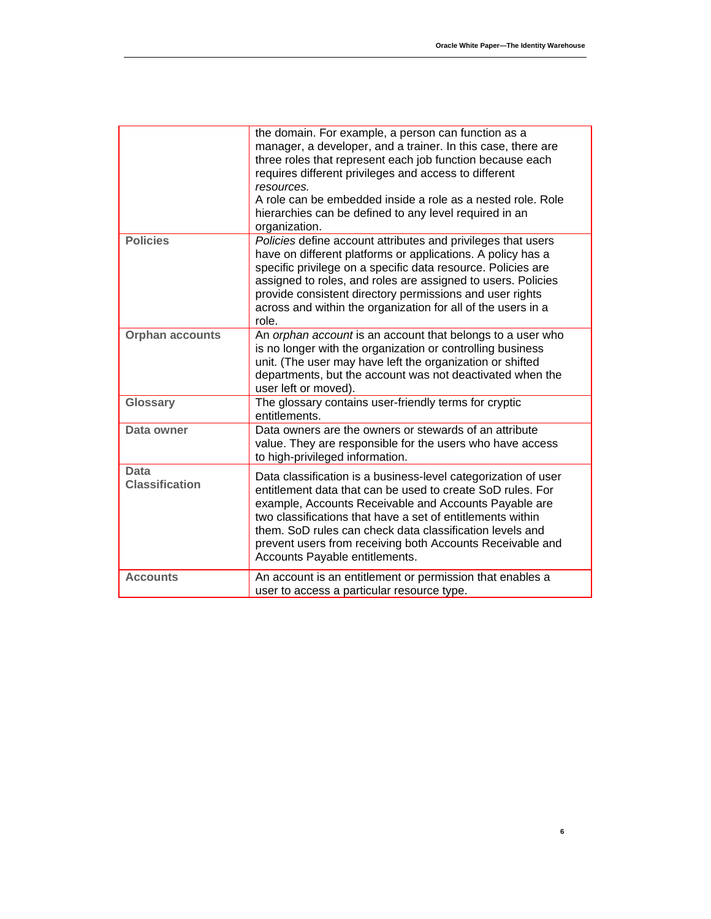| | |
|---|---|
| | the domain. For example, a person can function as a manager, a developer, and a trainer. In this case, there are three roles that represent each job function because each requires different privileges and access to different *resources.* A role can be embedded inside a role as a nested role. Role hierarchies can be defined to any level required in an organization. |
| **Policies** | *Policies* define account attributes and privileges that users have on different platforms or applications. A policy has a specific privilege on a specific data resource. Policies are assigned to roles, and roles are assigned to users. Policies provide consistent directory permissions and user rights across and within the organization for all of the users in a role. |
| **Orphan accounts** | An *orphan account* is an account that belongs to a user who is no longer with the organization or controlling business unit. (The user may have left the organization or shifted departments, but the account was not deactivated when the user left or moved). |
| **Glossary** | The glossary contains user-friendly terms for cryptic entitlements. |
| **Data owner** | Data owners are the owners or stewards of an attribute value. They are responsible for the users who have access to high-privileged information. |
| **Data Classification** | Data classification is a business-level categorization of user entitlement data that can be used to create SoD rules. For example, Accounts Receivable and Accounts Payable are two classifications that have a set of entitlements within them. SoD rules can check data classification levels and prevent users from receiving both Accounts Receivable and Accounts Payable entitlements. |
| **Accounts** | An account is an entitlement or permission that enables a user to access a particular resource type. |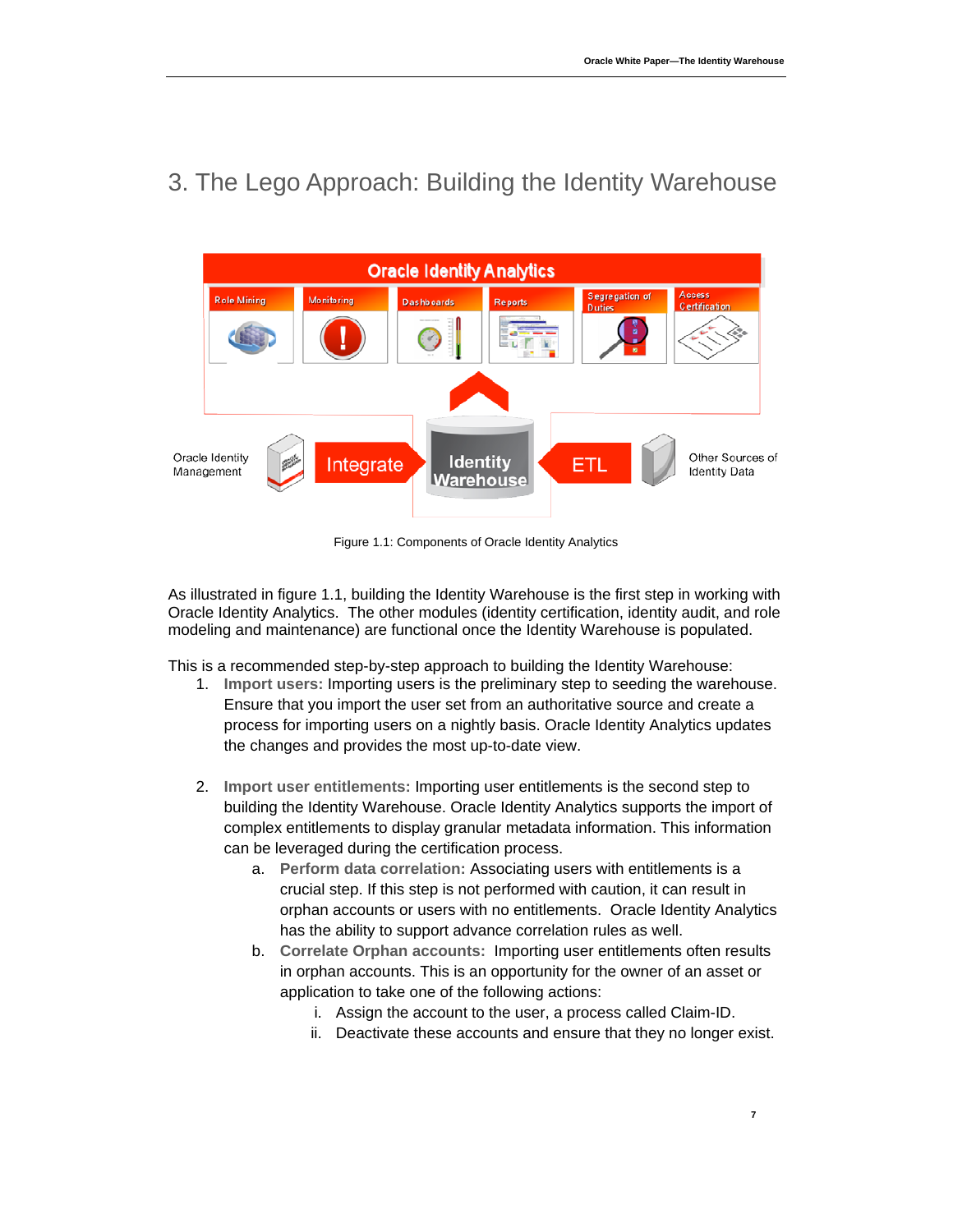# 3. The Lego Approach: Building the Identity Warehouse

Figure 1.1: Components of Oracle Identity Analytics

As illustrated in figure 1.1, building the Identity Warehouse is the first step in working with Oracle Identity Analytics. The other modules (identity certification, identity audit, and role modeling and maintenance) are functional once the Identity Warehouse is populated.

This is a recommended step-by-step approach to building the Identity Warehouse:

1. **Import users:** Importing users is the preliminary step to seeding the warehouse. Ensure that you import the user set from an authoritative source and create a process for importing users on a nightly basis. Oracle Identity Analytics updates the changes and provides the most up-to-date view.

2. **Import user entitlements:** Importing user entitlements is the second step to building the Identity Warehouse. Oracle Identity Analytics supports the import of complex entitlements to display granular metadata information. This information can be leveraged during the certification process.
    a. **Perform data correlation:** Associating users with entitlements is a crucial step. If this step is not performed with caution, it can result in orphan accounts or users with no entitlements. Oracle Identity Analytics has the ability to support advance correlation rules as well.
    b. **Correlate Orphan accounts:** Importing user entitlements often results in orphan accounts. This is an opportunity for the owner of an asset or application to take one of the following actions:
        i. Assign the account to the user, a process called Claim-ID.
        ii. Deactivate these accounts and ensure that they no longer exist.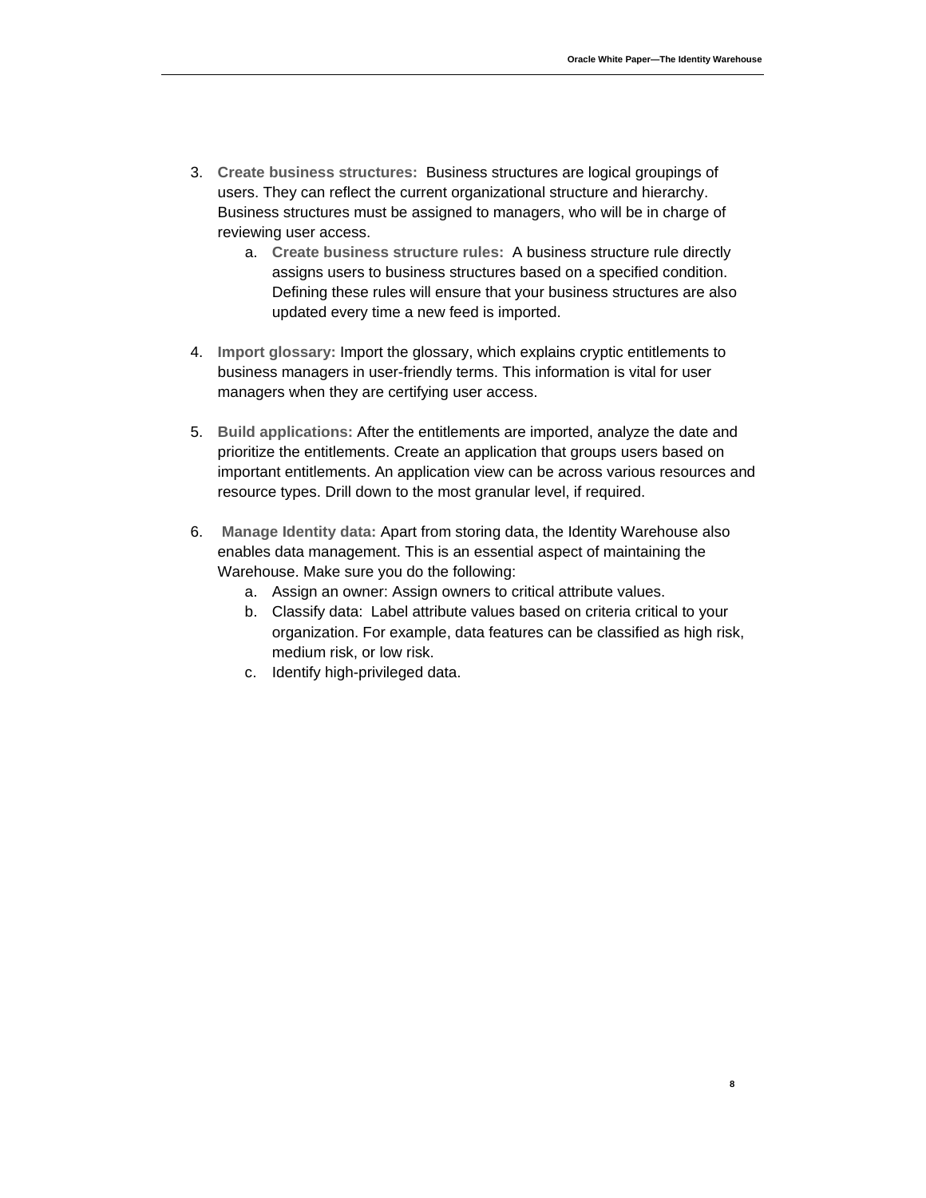3. **Create business structures:** Business structures are logical groupings of users. They can reflect the current organizational structure and hierarchy. Business structures must be assigned to managers, who will be in charge of reviewing user access.
    a. **Create business structure rules:** A business structure rule directly assigns users to business structures based on a specified condition. Defining these rules will ensure that your business structures are also updated every time a new feed is imported.

4. **Import glossary:** Import the glossary, which explains cryptic entitlements to business managers in user-friendly terms. This information is vital for user managers when they are certifying user access.

5. **Build applications:** After the entitlements are imported, analyze the date and prioritize the entitlements. Create an application that groups users based on important entitlements. An application view can be across various resources and resource types. Drill down to the most granular level, if required.

6. **Manage Identity data:** Apart from storing data, the Identity Warehouse also enables data management. This is an essential aspect of maintaining the Warehouse. Make sure you do the following:
    a. Assign an owner: Assign owners to critical attribute values.
    b. Classify data: Label attribute values based on criteria critical to your organization. For example, data features can be classified as high risk, medium risk, or low risk.
    c. Identify high-privileged data.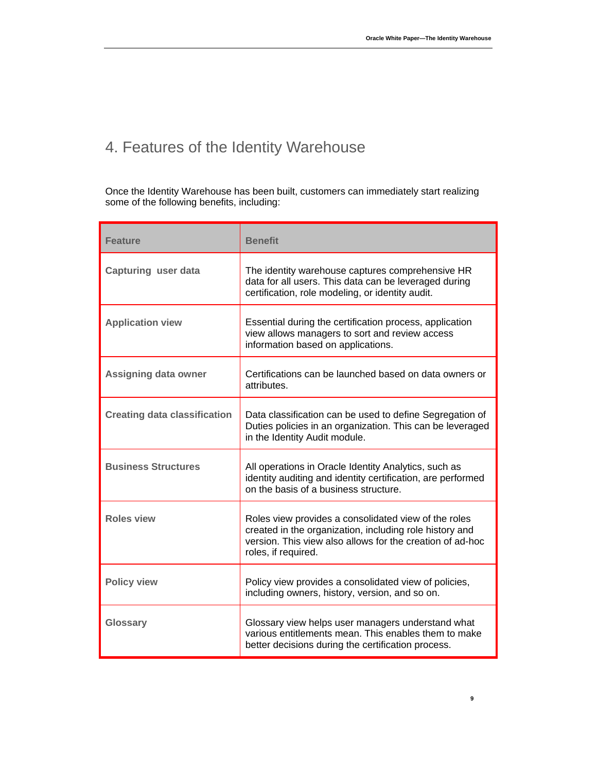## 4. Features of the Identity Warehouse

Once the Identity Warehouse has been built, customers can immediately start realizing some of the following benefits, including:

| Feature | Benefit |
| --- | --- |
| **Capturing user data** | The identity warehouse captures comprehensive HR data for all users. This data can be leveraged during certification, role modeling, or identity audit. |
| **Application view** | Essential during the certification process, application view allows managers to sort and review access information based on applications. |
| **Assigning data owner** | Certifications can be launched based on data owners or attributes. |
| **Creating data classification** | Data classification can be used to define Segregation of Duties policies in an organization. This can be leveraged in the Identity Audit module. |
| **Business Structures** | All operations in Oracle Identity Analytics, such as identity auditing and identity certification, are performed on the basis of a business structure. |
| **Roles view** | Roles view provides a consolidated view of the roles created in the organization, including role history and version. This view also allows for the creation of ad-hoc roles, if required. |
| **Policy view** | Policy view provides a consolidated view of policies, including owners, history, version, and so on. |
| **Glossary** | Glossary view helps user managers understand what various entitlements mean. This enables them to make better decisions during the certification process. |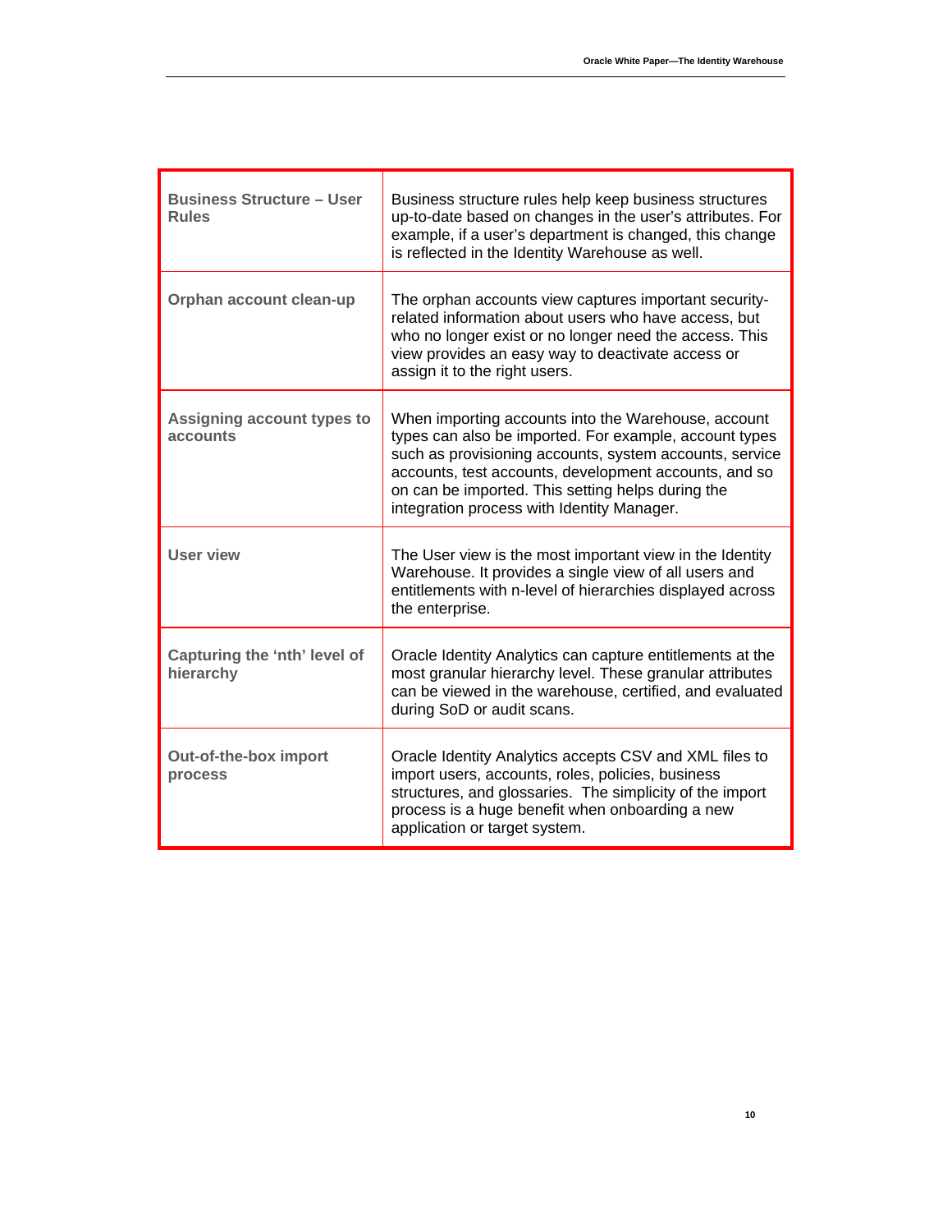| | |
|---|---|
| **Business Structure – User Rules** | Business structure rules help keep business structures up-to-date based on changes in the user's attributes. For example, if a user's department is changed, this change is reflected in the Identity Warehouse as well. |
| **Orphan account clean-up** | The orphan accounts view captures important security-related information about users who have access, but who no longer exist or no longer need the access. This view provides an easy way to deactivate access or assign it to the right users. |
| **Assigning account types to accounts** | When importing accounts into the Warehouse, account types can also be imported. For example, account types such as provisioning accounts, system accounts, service accounts, test accounts, development accounts, and so on can be imported. This setting helps during the integration process with Identity Manager. |
| **User view** | The User view is the most important view in the Identity Warehouse. It provides a single view of all users and entitlements with n-level of hierarchies displayed across the enterprise. |
| **Capturing the 'nth' level of hierarchy** | Oracle Identity Analytics can capture entitlements at the most granular hierarchy level. These granular attributes can be viewed in the warehouse, certified, and evaluated during SoD or audit scans. |
| **Out-of-the-box import process** | Oracle Identity Analytics accepts CSV and XML files to import users, accounts, roles, policies, business structures, and glossaries. The simplicity of the import process is a huge benefit when onboarding a new application or target system. |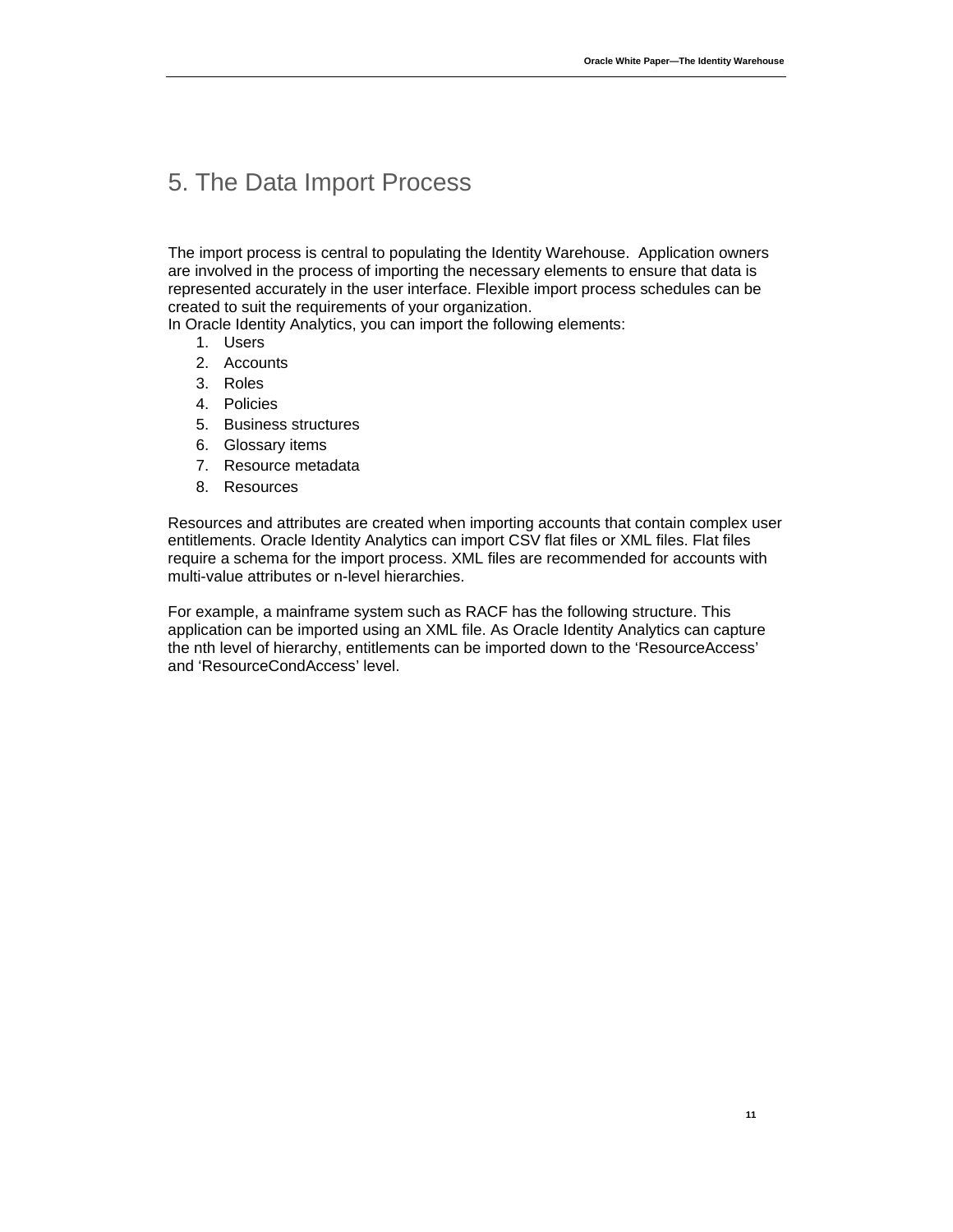# 5. The Data Import Process

The import process is central to populating the Identity Warehouse. Application owners are involved in the process of importing the necessary elements to ensure that data is represented accurately in the user interface. Flexible import process schedules can be created to suit the requirements of your organization.
In Oracle Identity Analytics, you can import the following elements:

1. Users
2. Accounts
3. Roles
4. Policies
5. Business structures
6. Glossary items
7. Resource metadata
8. Resources

Resources and attributes are created when importing accounts that contain complex user entitlements. Oracle Identity Analytics can import CSV flat files or XML files. Flat files require a schema for the import process. XML files are recommended for accounts with multi-value attributes or n-level hierarchies.

For example, a mainframe system such as RACF has the following structure. This application can be imported using an XML file. As Oracle Identity Analytics can capture the nth level of hierarchy, entitlements can be imported down to the 'ResourceAccess' and 'ResourceCondAccess' level.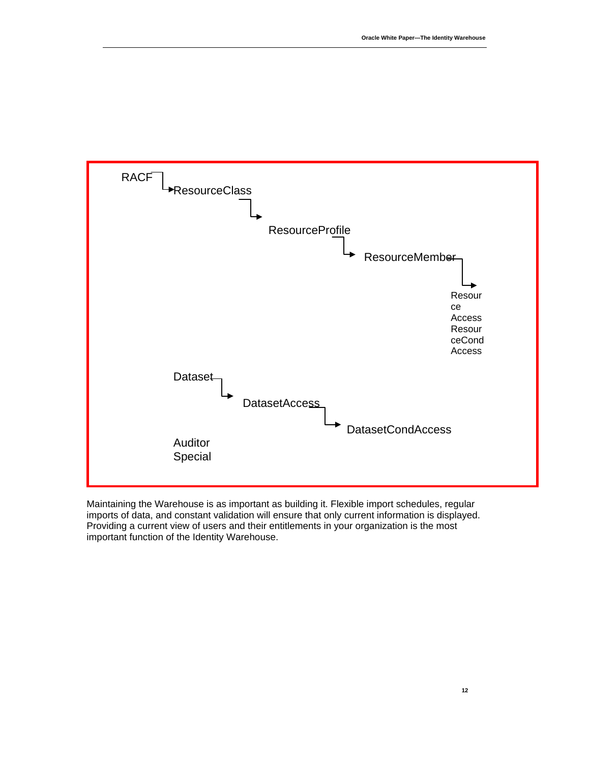RACF
ResourceClass
ResourceProfile
ResourceMember
Resource Access
ResourceCondAccess

Dataset
DatasetAccess
DatasetCondAccess

Auditor
Special

Maintaining the Warehouse is as important as building it. Flexible import schedules, regular imports of data, and constant validation will ensure that only current information is displayed. Providing a current view of users and their entitlements in your organization is the most important function of the Identity Warehouse.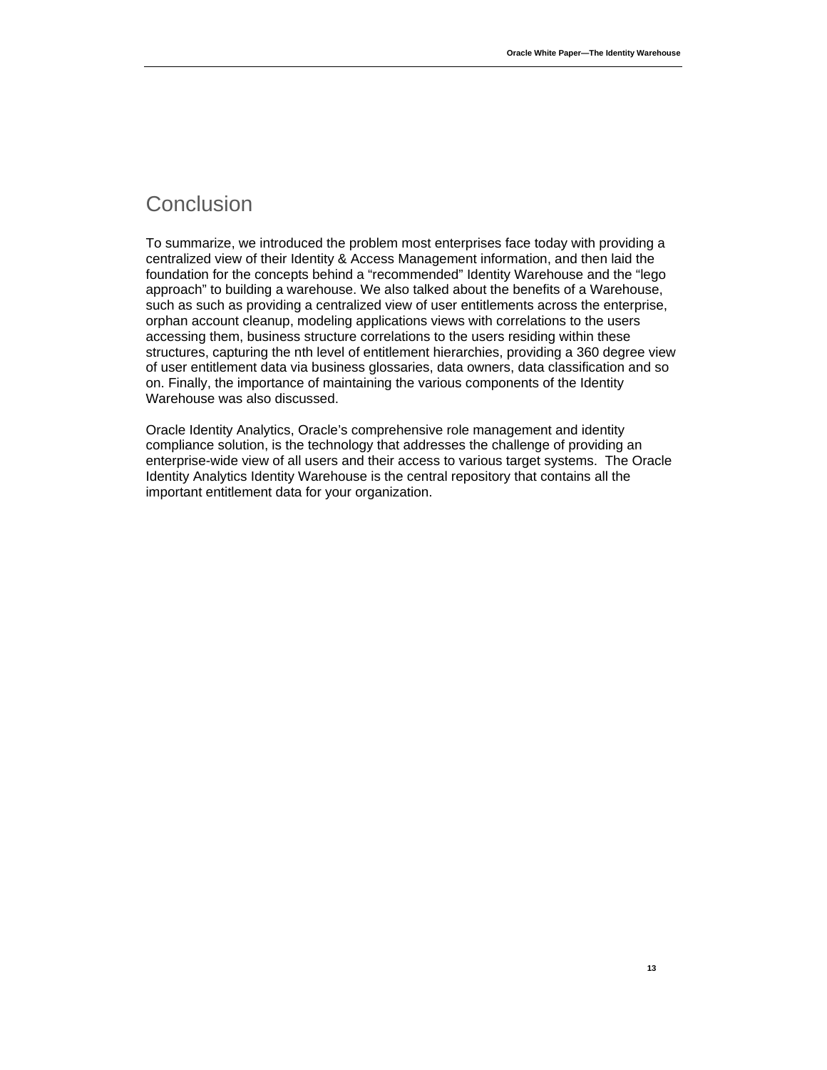# Conclusion

To summarize, we introduced the problem most enterprises face today with providing a centralized view of their Identity & Access Management information, and then laid the foundation for the concepts behind a "recommended" Identity Warehouse and the "lego approach" to building a warehouse. We also talked about the benefits of a Warehouse, such as such as providing a centralized view of user entitlements across the enterprise, orphan account cleanup, modeling applications views with correlations to the users accessing them, business structure correlations to the users residing within these structures, capturing the nth level of entitlement hierarchies, providing a 360 degree view of user entitlement data via business glossaries, data owners, data classification and so on. Finally, the importance of maintaining the various components of the Identity Warehouse was also discussed.

Oracle Identity Analytics, Oracle's comprehensive role management and identity compliance solution, is the technology that addresses the challenge of providing an enterprise-wide view of all users and their access to various target systems. The Oracle Identity Analytics Identity Warehouse is the central repository that contains all the important entitlement data for your organization.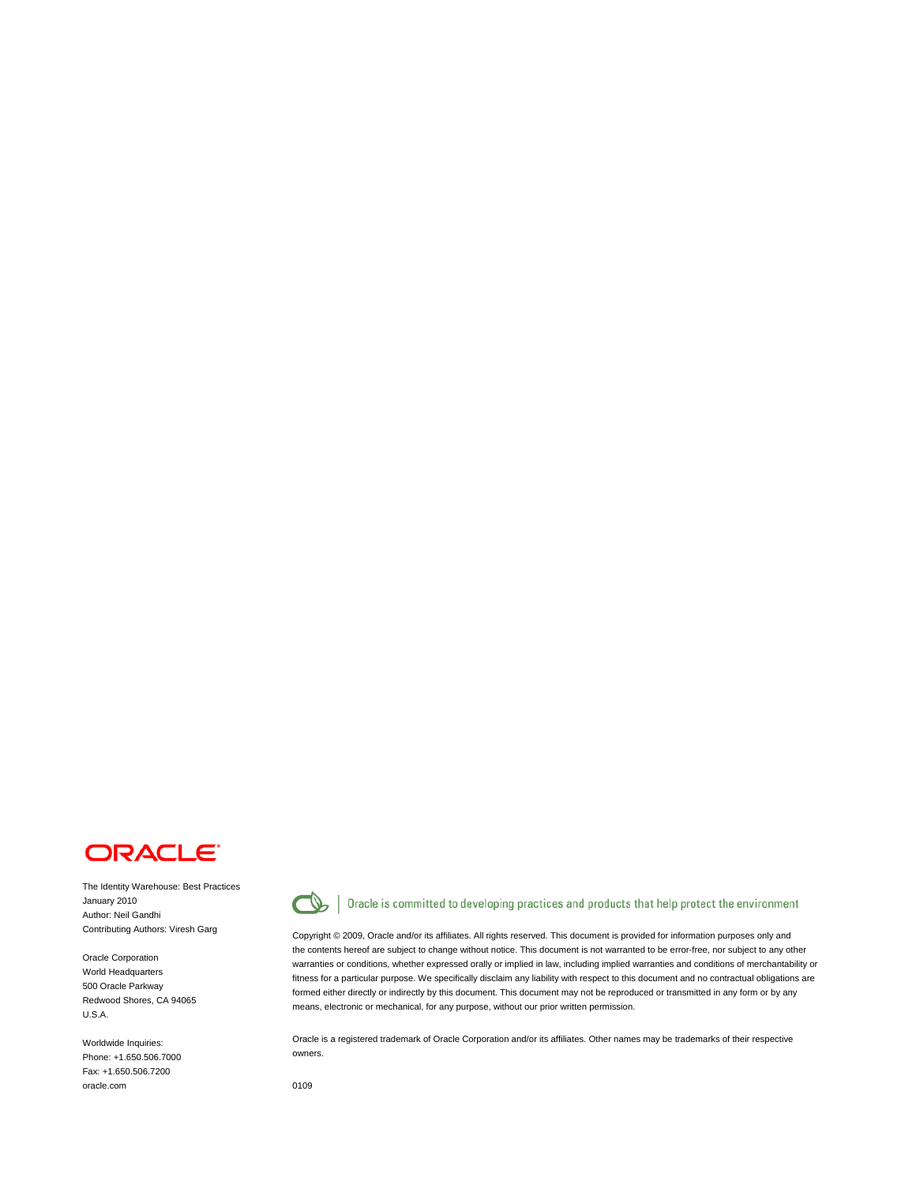ORACLE®

The Identity Warehouse: Best Practices
January 2010
Author: Neil Gandhi
Contributing Authors: Viresh Garg

Oracle Corporation
World Headquarters
500 Oracle Parkway
Redwood Shores, CA 94065
U.S.A.

Worldwide Inquiries:
Phone: +1.650.506.7000
Fax: +1.650.506.7200
oracle.com

Oracle is committed to developing practices and products that help protect the environment

Copyright © 2009, Oracle and/or its affiliates. All rights reserved. This document is provided for information purposes only and the contents hereof are subject to change without notice. This document is not warranted to be error-free, nor subject to any other warranties or conditions, whether expressed orally or implied in law, including implied warranties and conditions of merchantability or fitness for a particular purpose. We specifically disclaim any liability with respect to this document and no contractual obligations are formed either directly or indirectly by this document. This document may not be reproduced or transmitted in any form or by any means, electronic or mechanical, for any purpose, without our prior written permission.

Oracle is a registered trademark of Oracle Corporation and/or its affiliates. Other names may be trademarks of their respective owners.

0109